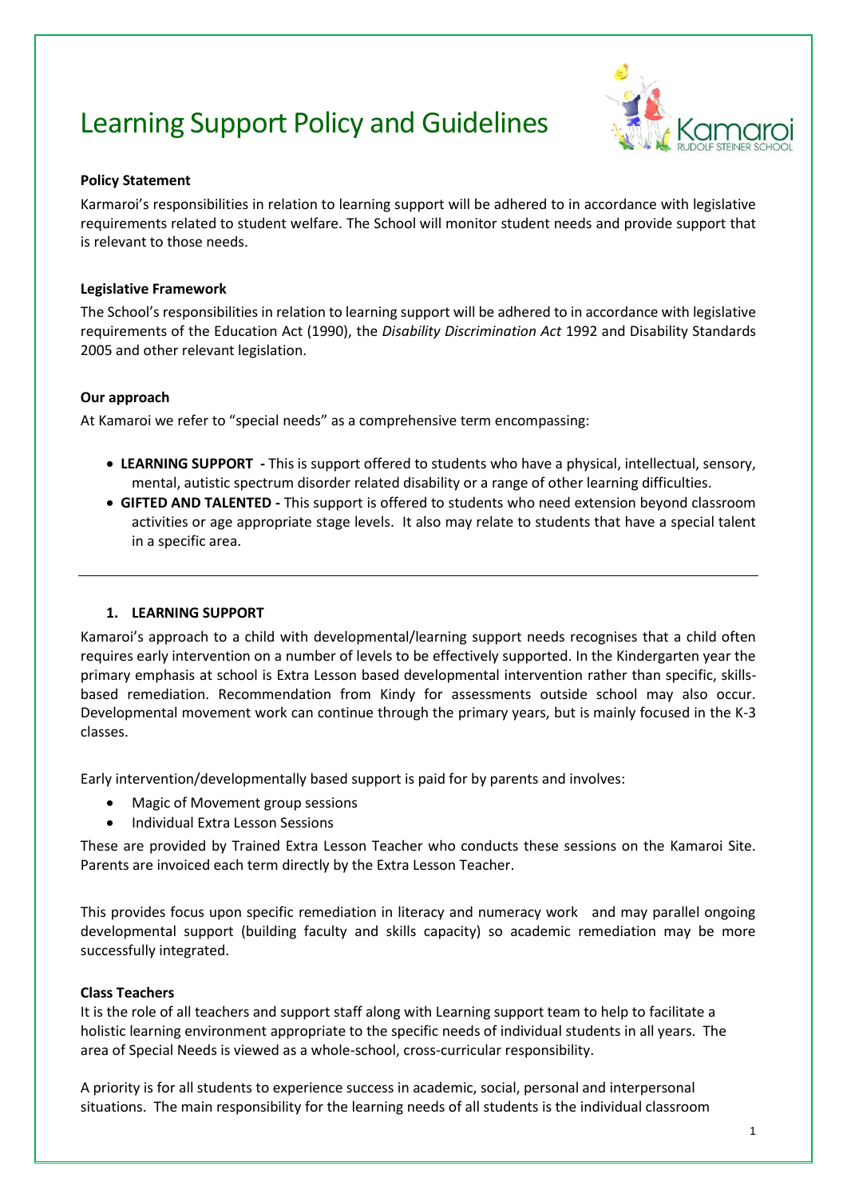# Learning Support Policy and Guidelines

**Policy Statement**

Karmaroi's responsibilities in relation to learning support will be adhered to in accordance with legislative requirements related to student welfare. The School will monitor student needs and provide support that is relevant to those needs.

**Legislative Framework**

The School's responsibilities in relation to learning support will be adhered to in accordance with legislative requirements of the Education Act (1990), the *Disability Discrimination Act* 1992 and Disability Standards 2005 and other relevant legislation.

**Our approach**

At Kamaroi we refer to "special needs" as a comprehensive term encompassing:

- **LEARNING SUPPORT -** This is support offered to students who have a physical, intellectual, sensory, mental, autistic spectrum disorder related disability or a range of other learning difficulties.
- **GIFTED AND TALENTED -** This support is offered to students who need extension beyond classroom activities or age appropriate stage levels. It also may relate to students that have a special talent in a specific area.

---

## 1. LEARNING SUPPORT

Kamaroi's approach to a child with developmental/learning support needs recognises that a child often requires early intervention on a number of levels to be effectively supported. In the Kindergarten year the primary emphasis at school is Extra Lesson based developmental intervention rather than specific, skills-based remediation. Recommendation from Kindy for assessments outside school may also occur. Developmental movement work can continue through the primary years, but is mainly focused in the K-3 classes.

Early intervention/developmentally based support is paid for by parents and involves:

- Magic of Movement group sessions
- Individual Extra Lesson Sessions

These are provided by Trained Extra Lesson Teacher who conducts these sessions on the Kamaroi Site. Parents are invoiced each term directly by the Extra Lesson Teacher.

This provides focus upon specific remediation in literacy and numeracy work and may parallel ongoing developmental support (building faculty and skills capacity) so academic remediation may be more successfully integrated.

**Class Teachers**

It is the role of all teachers and support staff along with Learning support team to help to facilitate a holistic learning environment appropriate to the specific needs of individual students in all years. The area of Special Needs is viewed as a whole-school, cross-curricular responsibility.

A priority is for all students to experience success in academic, social, personal and interpersonal situations. The main responsibility for the learning needs of all students is the individual classroom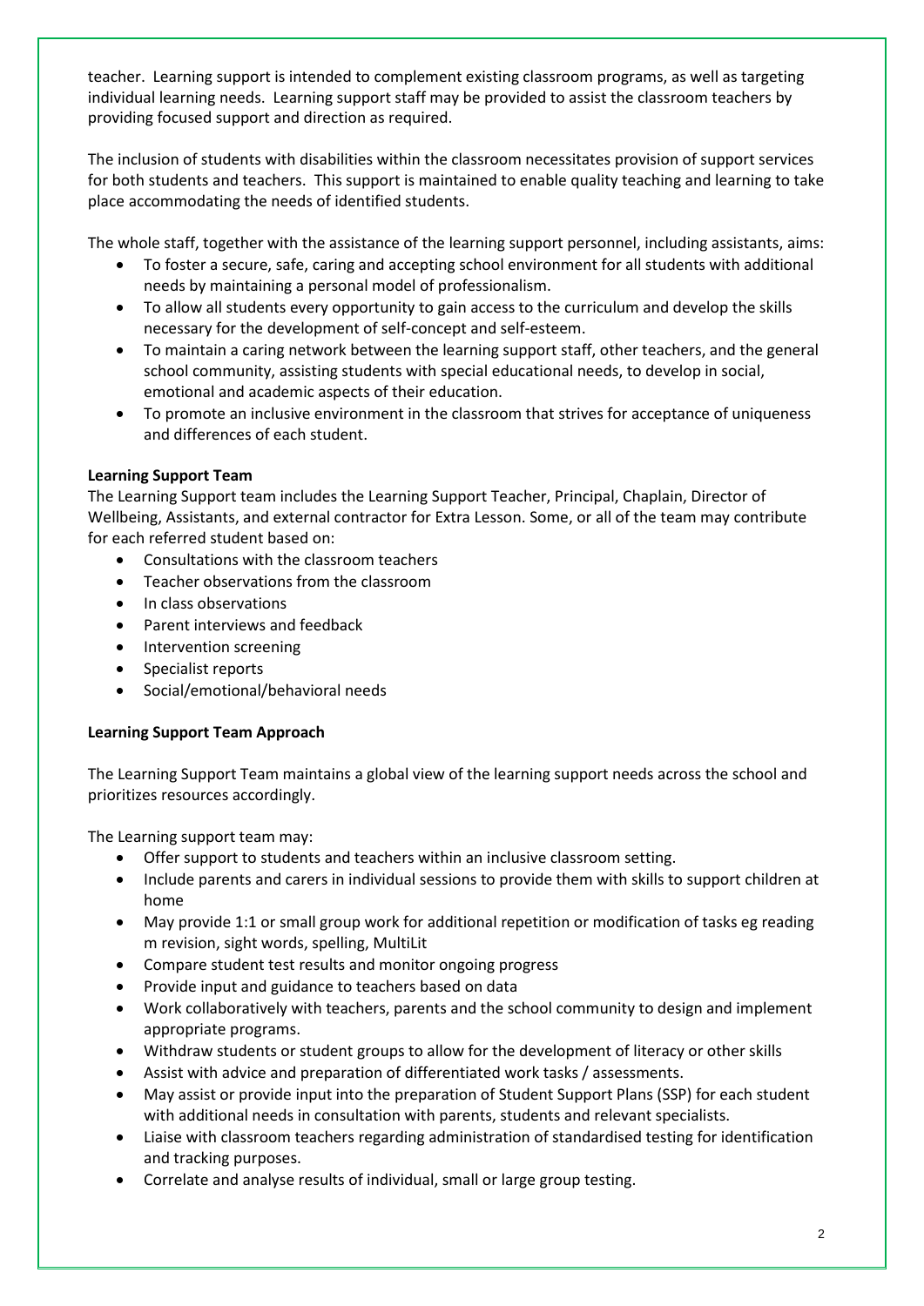teacher. Learning support is intended to complement existing classroom programs, as well as targeting individual learning needs. Learning support staff may be provided to assist the classroom teachers by providing focused support and direction as required.

The inclusion of students with disabilities within the classroom necessitates provision of support services for both students and teachers. This support is maintained to enable quality teaching and learning to take place accommodating the needs of identified students.

The whole staff, together with the assistance of the learning support personnel, including assistants, aims:

- To foster a secure, safe, caring and accepting school environment for all students with additional needs by maintaining a personal model of professionalism.
- To allow all students every opportunity to gain access to the curriculum and develop the skills necessary for the development of self-concept and self-esteem.
- To maintain a caring network between the learning support staff, other teachers, and the general school community, assisting students with special educational needs, to develop in social, emotional and academic aspects of their education.
- To promote an inclusive environment in the classroom that strives for acceptance of uniqueness and differences of each student.

**Learning Support Team**

The Learning Support team includes the Learning Support Teacher, Principal, Chaplain, Director of Wellbeing, Assistants, and external contractor for Extra Lesson. Some, or all of the team may contribute for each referred student based on:

- Consultations with the classroom teachers
- Teacher observations from the classroom
- In class observations
- Parent interviews and feedback
- Intervention screening
- Specialist reports
- Social/emotional/behavioral needs

**Learning Support Team Approach**

The Learning Support Team maintains a global view of the learning support needs across the school and prioritizes resources accordingly.

The Learning support team may:

- Offer support to students and teachers within an inclusive classroom setting.
- Include parents and carers in individual sessions to provide them with skills to support children at home
- May provide 1:1 or small group work for additional repetition or modification of tasks eg reading m revision, sight words, spelling, MultiLit
- Compare student test results and monitor ongoing progress
- Provide input and guidance to teachers based on data
- Work collaboratively with teachers, parents and the school community to design and implement appropriate programs.
- Withdraw students or student groups to allow for the development of literacy or other skills
- Assist with advice and preparation of differentiated work tasks / assessments.
- May assist or provide input into the preparation of Student Support Plans (SSP) for each student with additional needs in consultation with parents, students and relevant specialists.
- Liaise with classroom teachers regarding administration of standardised testing for identification and tracking purposes.
- Correlate and analyse results of individual, small or large group testing.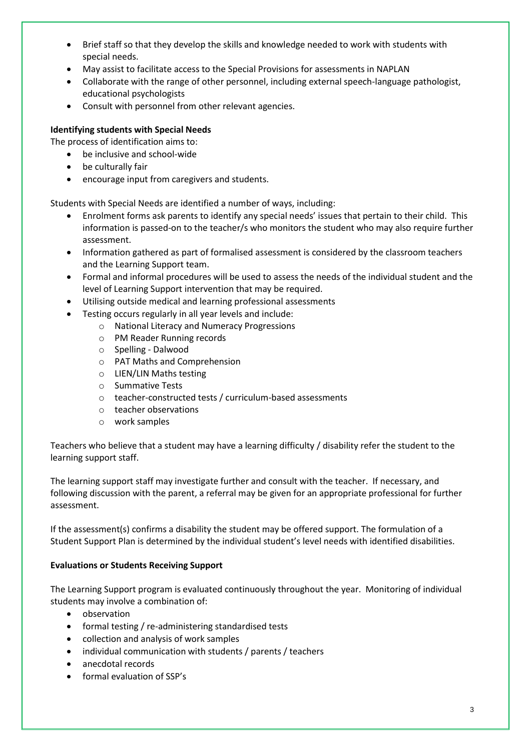- Brief staff so that they develop the skills and knowledge needed to work with students with special needs.
- May assist to facilitate access to the Special Provisions for assessments in NAPLAN
- Collaborate with the range of other personnel, including external speech-language pathologist, educational psychologists
- Consult with personnel from other relevant agencies.

**Identifying students with Special Needs**

The process of identification aims to:

- be inclusive and school-wide
- be culturally fair
- encourage input from caregivers and students.

Students with Special Needs are identified a number of ways, including:

- Enrolment forms ask parents to identify any special needs' issues that pertain to their child. This information is passed-on to the teacher/s who monitors the student who may also require further assessment.
- Information gathered as part of formalised assessment is considered by the classroom teachers and the Learning Support team.
- Formal and informal procedures will be used to assess the needs of the individual student and the level of Learning Support intervention that may be required.
- Utilising outside medical and learning professional assessments
- Testing occurs regularly in all year levels and include:
    - National Literacy and Numeracy Progressions
    - PM Reader Running records
    - Spelling - Dalwood
    - PAT Maths and Comprehension
    - LIEN/LIN Maths testing
    - Summative Tests
    - teacher-constructed tests / curriculum-based assessments
    - teacher observations
    - work samples

Teachers who believe that a student may have a learning difficulty / disability refer the student to the learning support staff.

The learning support staff may investigate further and consult with the teacher. If necessary, and following discussion with the parent, a referral may be given for an appropriate professional for further assessment.

If the assessment(s) confirms a disability the student may be offered support. The formulation of a Student Support Plan is determined by the individual student's level needs with identified disabilities.

**Evaluations or Students Receiving Support**

The Learning Support program is evaluated continuously throughout the year. Monitoring of individual students may involve a combination of:

- observation
- formal testing / re-administering standardised tests
- collection and analysis of work samples
- individual communication with students / parents / teachers
- anecdotal records
- formal evaluation of SSP's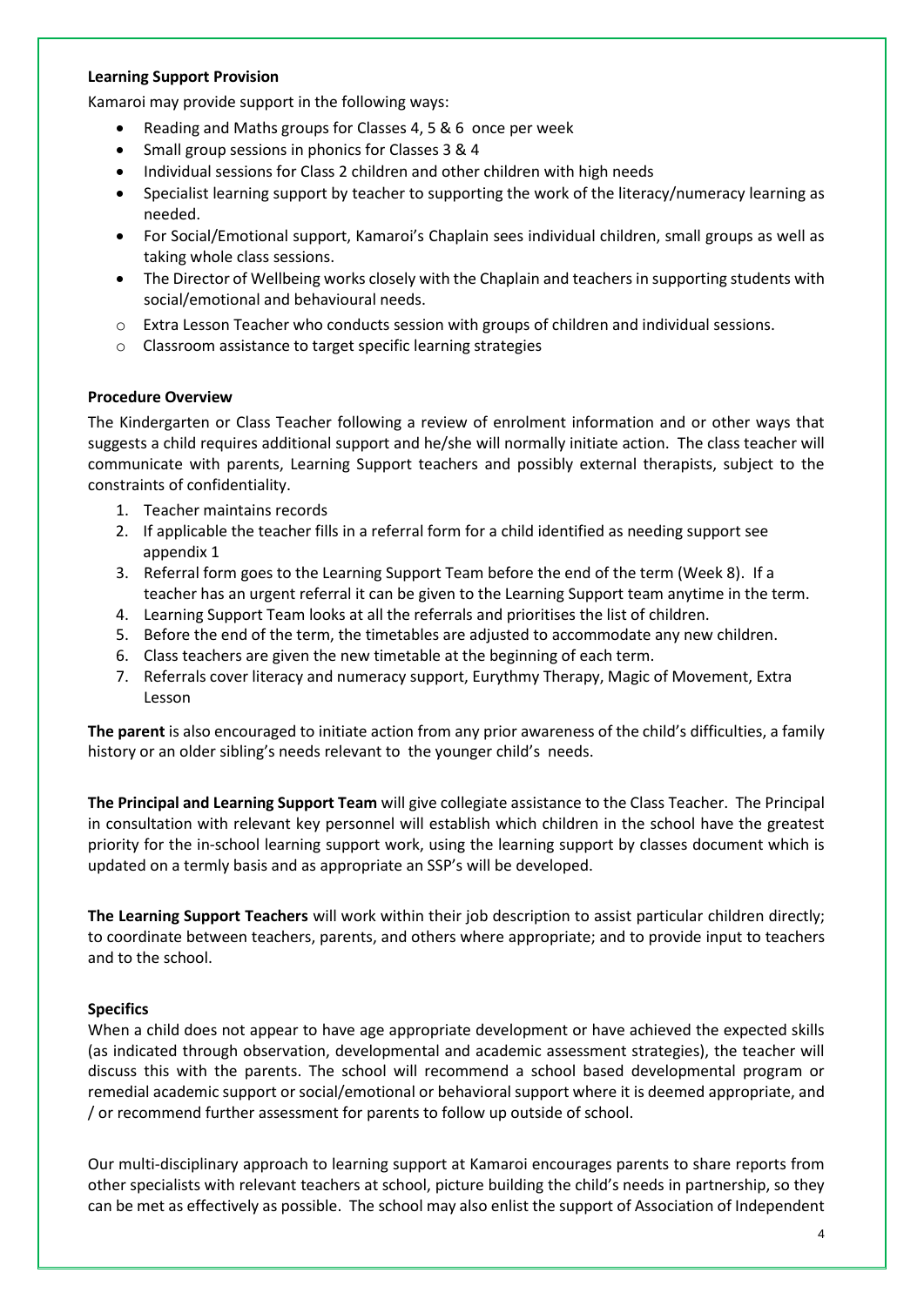**Learning Support Provision**

Kamaroi may provide support in the following ways:

- Reading and Maths groups for Classes 4, 5 & 6 once per week
- Small group sessions in phonics for Classes 3 & 4
- Individual sessions for Class 2 children and other children with high needs
- Specialist learning support by teacher to supporting the work of the literacy/numeracy learning as needed.
- For Social/Emotional support, Kamaroi's Chaplain sees individual children, small groups as well as taking whole class sessions.
- The Director of Wellbeing works closely with the Chaplain and teachers in supporting students with social/emotional and behavioural needs.
  - Extra Lesson Teacher who conducts session with groups of children and individual sessions.
  - Classroom assistance to target specific learning strategies

**Procedure Overview**

The Kindergarten or Class Teacher following a review of enrolment information and or other ways that suggests a child requires additional support and he/she will normally initiate action. The class teacher will communicate with parents, Learning Support teachers and possibly external therapists, subject to the constraints of confidentiality.

1. Teacher maintains records
2. If applicable the teacher fills in a referral form for a child identified as needing support see appendix 1
3. Referral form goes to the Learning Support Team before the end of the term (Week 8). If a teacher has an urgent referral it can be given to the Learning Support team anytime in the term.
4. Learning Support Team looks at all the referrals and prioritises the list of children.
5. Before the end of the term, the timetables are adjusted to accommodate any new children.
6. Class teachers are given the new timetable at the beginning of each term.
7. Referrals cover literacy and numeracy support, Eurythmy Therapy, Magic of Movement, Extra Lesson

**The parent** is also encouraged to initiate action from any prior awareness of the child's difficulties, a family history or an older sibling's needs relevant to the younger child's needs.

**The Principal and Learning Support Team** will give collegiate assistance to the Class Teacher. The Principal in consultation with relevant key personnel will establish which children in the school have the greatest priority for the in-school learning support work, using the learning support by classes document which is updated on a termly basis and as appropriate an SSP's will be developed.

**The Learning Support Teachers** will work within their job description to assist particular children directly; to coordinate between teachers, parents, and others where appropriate; and to provide input to teachers and to the school.

**Specifics**

When a child does not appear to have age appropriate development or have achieved the expected skills (as indicated through observation, developmental and academic assessment strategies), the teacher will discuss this with the parents. The school will recommend a school based developmental program or remedial academic support or social/emotional or behavioral support where it is deemed appropriate, and / or recommend further assessment for parents to follow up outside of school.

Our multi-disciplinary approach to learning support at Kamaroi encourages parents to share reports from other specialists with relevant teachers at school, picture building the child's needs in partnership, so they can be met as effectively as possible. The school may also enlist the support of Association of Independent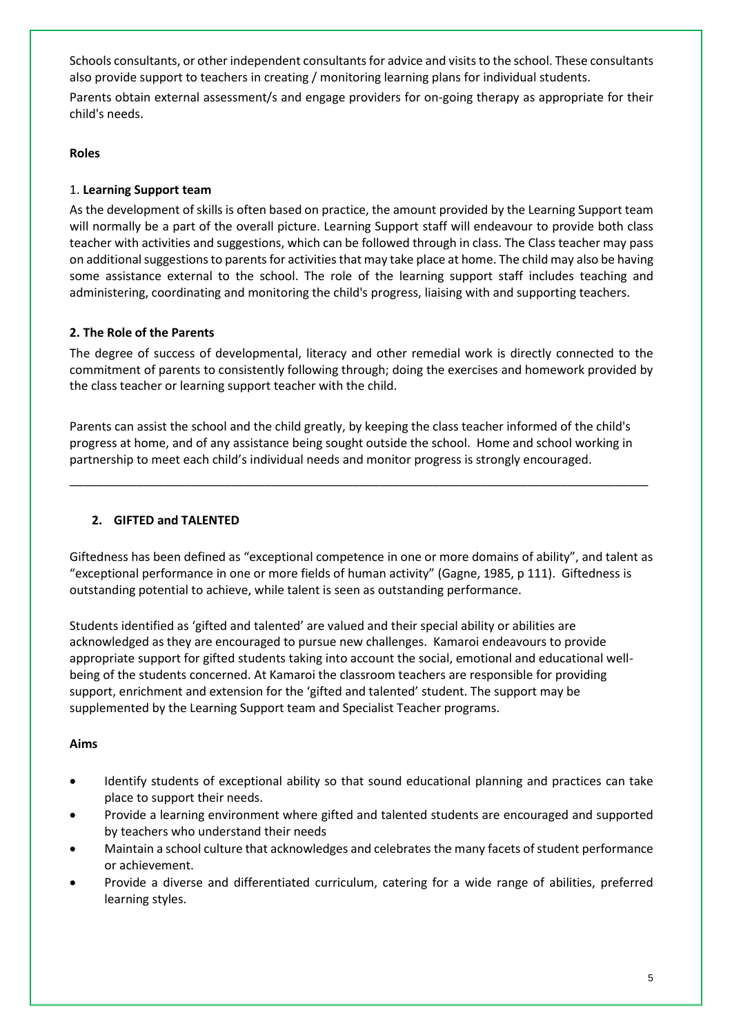Schools consultants, or other independent consultants for advice and visits to the school. These consultants also provide support to teachers in creating / monitoring learning plans for individual students.

Parents obtain external assessment/s and engage providers for on-going therapy as appropriate for their child's needs.

**Roles**

1. **Learning Support team**

As the development of skills is often based on practice, the amount provided by the Learning Support team will normally be a part of the overall picture. Learning Support staff will endeavour to provide both class teacher with activities and suggestions, which can be followed through in class. The Class teacher may pass on additional suggestions to parents for activities that may take place at home. The child may also be having some assistance external to the school. The role of the learning support staff includes teaching and administering, coordinating and monitoring the child's progress, liaising with and supporting teachers.

**2. The Role of the Parents**

The degree of success of developmental, literacy and other remedial work is directly connected to the commitment of parents to consistently following through; doing the exercises and homework provided by the class teacher or learning support teacher with the child.

Parents can assist the school and the child greatly, by keeping the class teacher informed of the child's progress at home, and of any assistance being sought outside the school. Home and school working in partnership to meet each child's individual needs and monitor progress is strongly encouraged.

---

## 2. GIFTED and TALENTED

Giftedness has been defined as "exceptional competence in one or more domains of ability", and talent as "exceptional performance in one or more fields of human activity" (Gagne, 1985, p 111). Giftedness is outstanding potential to achieve, while talent is seen as outstanding performance.

Students identified as 'gifted and talented' are valued and their special ability or abilities are acknowledged as they are encouraged to pursue new challenges. Kamaroi endeavours to provide appropriate support for gifted students taking into account the social, emotional and educational well-being of the students concerned. At Kamaroi the classroom teachers are responsible for providing support, enrichment and extension for the 'gifted and talented' student. The support may be supplemented by the Learning Support team and Specialist Teacher programs.

**Aims**

- Identify students of exceptional ability so that sound educational planning and practices can take place to support their needs.
- Provide a learning environment where gifted and talented students are encouraged and supported by teachers who understand their needs
- Maintain a school culture that acknowledges and celebrates the many facets of student performance or achievement.
- Provide a diverse and differentiated curriculum, catering for a wide range of abilities, preferred learning styles.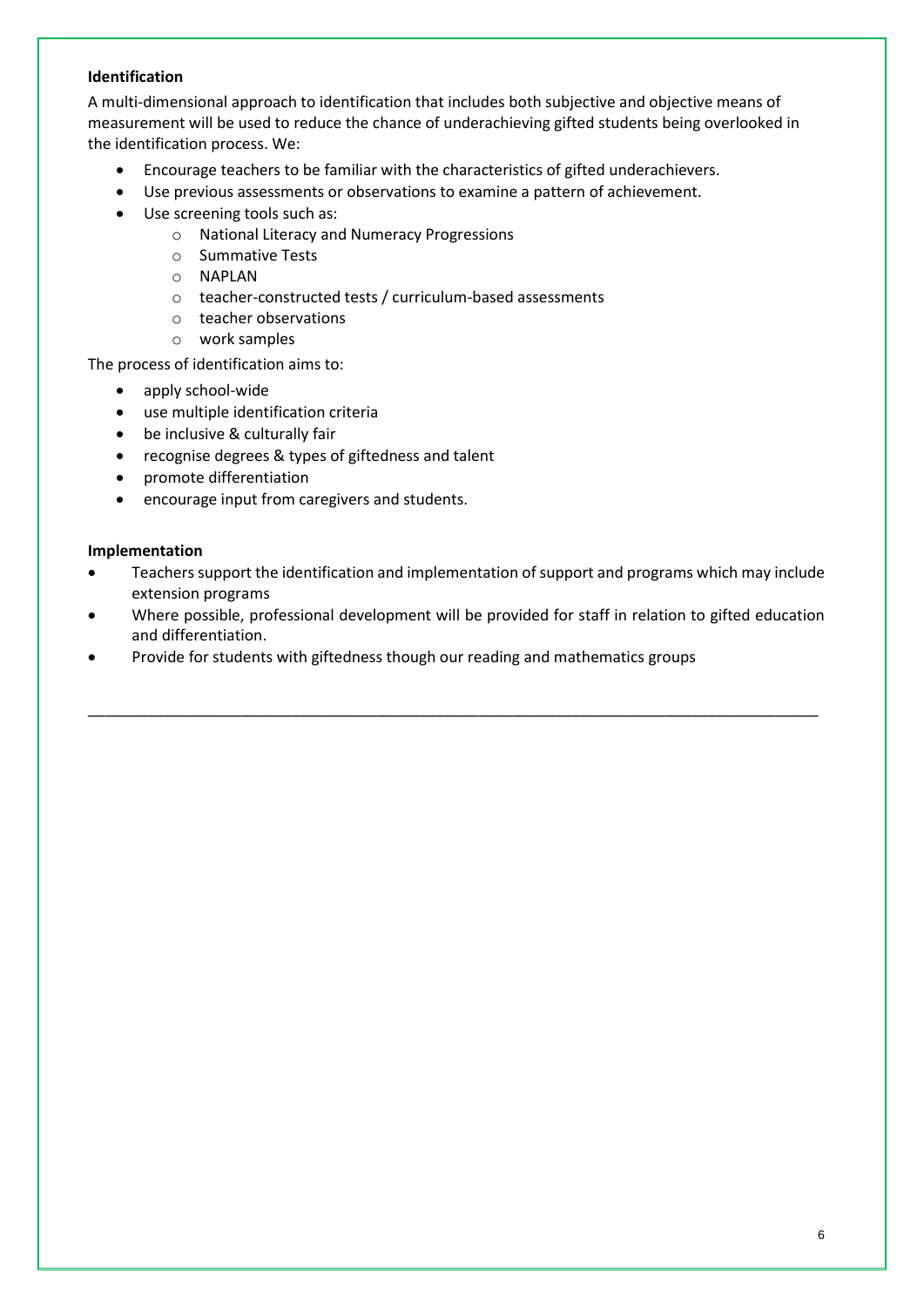**Identification**

A multi-dimensional approach to identification that includes both subjective and objective means of measurement will be used to reduce the chance of underachieving gifted students being overlooked in the identification process. We:

- Encourage teachers to be familiar with the characteristics of gifted underachievers.
- Use previous assessments or observations to examine a pattern of achievement.
- Use screening tools such as:
  - National Literacy and Numeracy Progressions
  - Summative Tests
  - NAPLAN
  - teacher-constructed tests / curriculum-based assessments
  - teacher observations
  - work samples

The process of identification aims to:

- apply school-wide
- use multiple identification criteria
- be inclusive & culturally fair
- recognise degrees & types of giftedness and talent
- promote differentiation
- encourage input from caregivers and students.

**Implementation**

- Teachers support the identification and implementation of support and programs which may include extension programs
- Where possible, professional development will be provided for staff in relation to gifted education and differentiation.
- Provide for students with giftedness though our reading and mathematics groups

---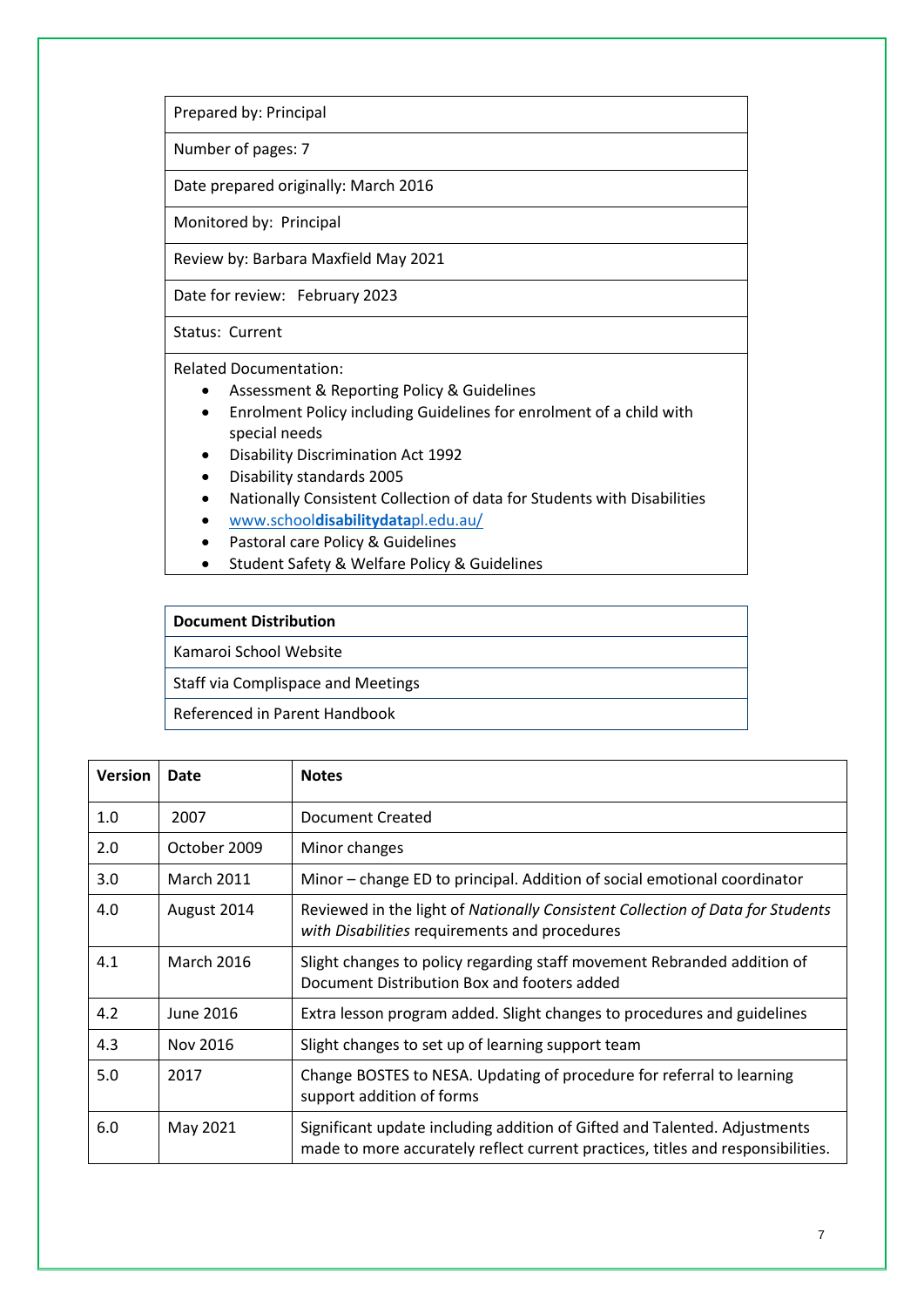| |
|---|
| Prepared by: Principal |
| Number of pages: 7 |
| Date prepared originally: March 2016 |
| Monitored by: Principal |
| Review by: Barbara Maxfield May 2021 |
| Date for review: February 2023 |
| Status: Current |
| Related Documentation:<br>• Assessment & Reporting Policy & Guidelines<br>• Enrolment Policy including Guidelines for enrolment of a child with special needs<br>• Disability Discrimination Act 1992<br>• Disability standards 2005<br>• Nationally Consistent Collection of data for Students with Disabilities<br>• www.school**disabilitydata**pl.edu.au/<br>• Pastoral care Policy & Guidelines<br>• Student Safety & Welfare Policy & Guidelines |

| **Document Distribution** |
|---|
| Kamaroi School Website |
| Staff via Complispace and Meetings |
| Referenced in Parent Handbook |

| Version | Date | Notes |
|---|---|---|
| 1.0 | 2007 | Document Created |
| 2.0 | October 2009 | Minor changes |
| 3.0 | March 2011 | Minor – change ED to principal. Addition of social emotional coordinator |
| 4.0 | August 2014 | Reviewed in the light of *Nationally Consistent Collection of Data for Students with Disabilities* requirements and procedures |
| 4.1 | March 2016 | Slight changes to policy regarding staff movement Rebranded addition of Document Distribution Box and footers added |
| 4.2 | June 2016 | Extra lesson program added. Slight changes to procedures and guidelines |
| 4.3 | Nov 2016 | Slight changes to set up of learning support team |
| 5.0 | 2017 | Change BOSTES to NESA. Updating of procedure for referral to learning support addition of forms |
| 6.0 | May 2021 | Significant update including addition of Gifted and Talented. Adjustments made to more accurately reflect current practices, titles and responsibilities. |